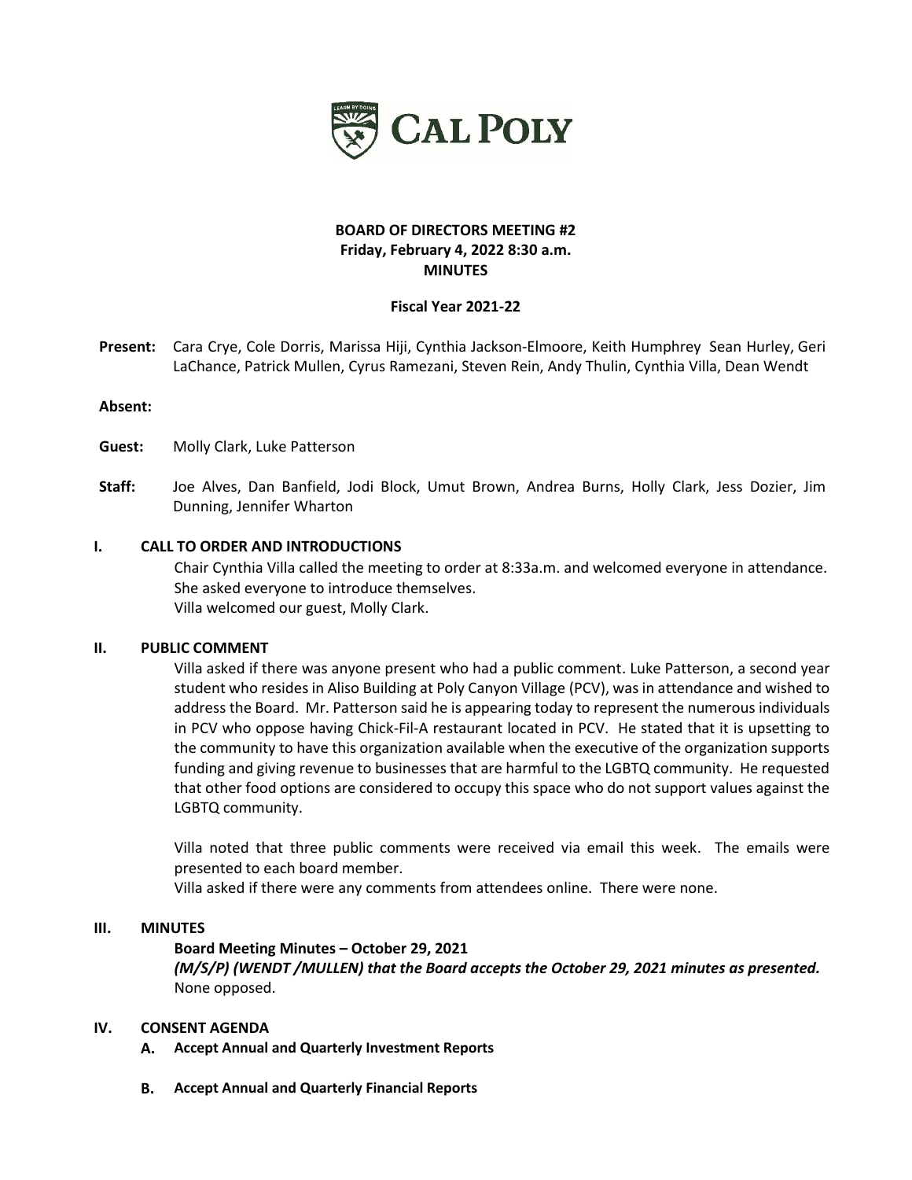# BOARD OF DIRECTORS MEETING #2
**Friday, February 4, 2022 8:30 a.m.**
**MINUTES**

**Fiscal Year 2021-22**

**Present:** Cara Crye, Cole Dorris, Marissa Hiji, Cynthia Jackson-Elmoore, Keith Humphrey Sean Hurley, Geri LaChance, Patrick Mullen, Cyrus Ramezani, Steven Rein, Andy Thulin, Cynthia Villa, Dean Wendt

**Absent:**

**Guest:** Molly Clark, Luke Patterson

**Staff:** Joe Alves, Dan Banfield, Jodi Block, Umut Brown, Andrea Burns, Holly Clark, Jess Dozier, Jim Dunning, Jennifer Wharton

## I. CALL TO ORDER AND INTRODUCTIONS

Chair Cynthia Villa called the meeting to order at 8:33a.m. and welcomed everyone in attendance. She asked everyone to introduce themselves.
Villa welcomed our guest, Molly Clark.

## II. PUBLIC COMMENT

Villa asked if there was anyone present who had a public comment. Luke Patterson, a second year student who resides in Aliso Building at Poly Canyon Village (PCV), was in attendance and wished to address the Board. Mr. Patterson said he is appearing today to represent the numerous individuals in PCV who oppose having Chick-Fil-A restaurant located in PCV. He stated that it is upsetting to the community to have this organization available when the executive of the organization supports funding and giving revenue to businesses that are harmful to the LGBTQ community. He requested that other food options are considered to occupy this space who do not support values against the LGBTQ community.

Villa noted that three public comments were received via email this week. The emails were presented to each board member.
Villa asked if there were any comments from attendees online. There were none.

## III. MINUTES

**Board Meeting Minutes – October 29, 2021**
***(M/S/P) (WENDT /MULLEN) that the Board accepts the October 29, 2021 minutes as presented.***
None opposed.

## IV. CONSENT AGENDA

**A. Accept Annual and Quarterly Investment Reports**

**B. Accept Annual and Quarterly Financial Reports**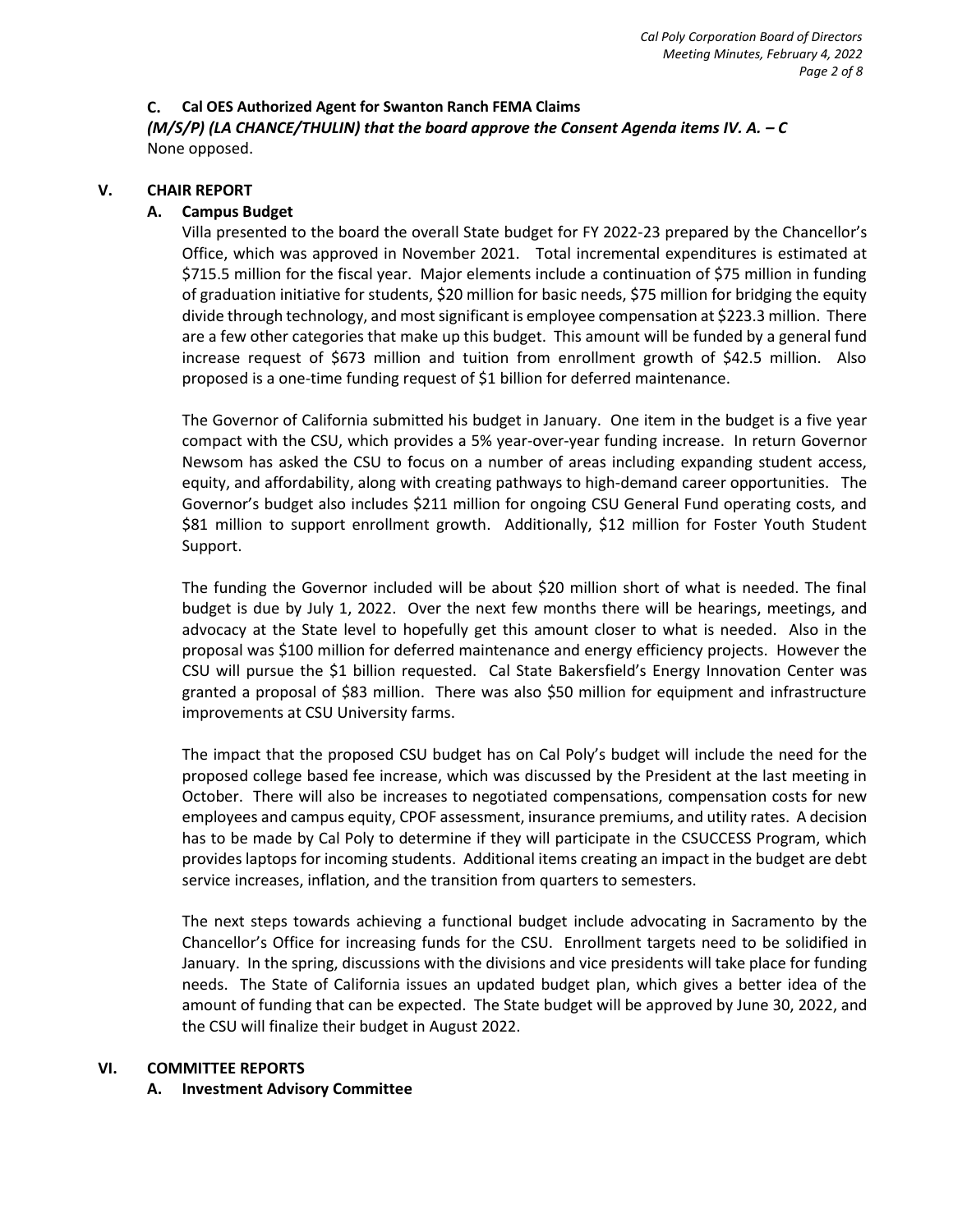**C. Cal OES Authorized Agent for Swanton Ranch FEMA Claims**

***(M/S/P) (LA CHANCE/THULIN) that the board approve the Consent Agenda items IV. A. – C***

None opposed.

## V. CHAIR REPORT

### A. Campus Budget

Villa presented to the board the overall State budget for FY 2022-23 prepared by the Chancellor's Office, which was approved in November 2021. Total incremental expenditures is estimated at $715.5 million for the fiscal year. Major elements include a continuation of $75 million in funding of graduation initiative for students, $20 million for basic needs, $75 million for bridging the equity divide through technology, and most significant is employee compensation at $223.3 million. There are a few other categories that make up this budget. This amount will be funded by a general fund increase request of $673 million and tuition from enrollment growth of $42.5 million. Also proposed is a one-time funding request of $1 billion for deferred maintenance.

The Governor of California submitted his budget in January. One item in the budget is a five year compact with the CSU, which provides a 5% year-over-year funding increase. In return Governor Newsom has asked the CSU to focus on a number of areas including expanding student access, equity, and affordability, along with creating pathways to high-demand career opportunities. The Governor's budget also includes $211 million for ongoing CSU General Fund operating costs, and $81 million to support enrollment growth. Additionally, $12 million for Foster Youth Student Support.

The funding the Governor included will be about $20 million short of what is needed. The final budget is due by July 1, 2022. Over the next few months there will be hearings, meetings, and advocacy at the State level to hopefully get this amount closer to what is needed. Also in the proposal was $100 million for deferred maintenance and energy efficiency projects. However the CSU will pursue the $1 billion requested. Cal State Bakersfield's Energy Innovation Center was granted a proposal of $83 million. There was also $50 million for equipment and infrastructure improvements at CSU University farms.

The impact that the proposed CSU budget has on Cal Poly's budget will include the need for the proposed college based fee increase, which was discussed by the President at the last meeting in October. There will also be increases to negotiated compensations, compensation costs for new employees and campus equity, CPOF assessment, insurance premiums, and utility rates. A decision has to be made by Cal Poly to determine if they will participate in the CSUCCESS Program, which provides laptops for incoming students. Additional items creating an impact in the budget are debt service increases, inflation, and the transition from quarters to semesters.

The next steps towards achieving a functional budget include advocating in Sacramento by the Chancellor's Office for increasing funds for the CSU. Enrollment targets need to be solidified in January. In the spring, discussions with the divisions and vice presidents will take place for funding needs. The State of California issues an updated budget plan, which gives a better idea of the amount of funding that can be expected. The State budget will be approved by June 30, 2022, and the CSU will finalize their budget in August 2022.

## VI. COMMITTEE REPORTS

### A. Investment Advisory Committee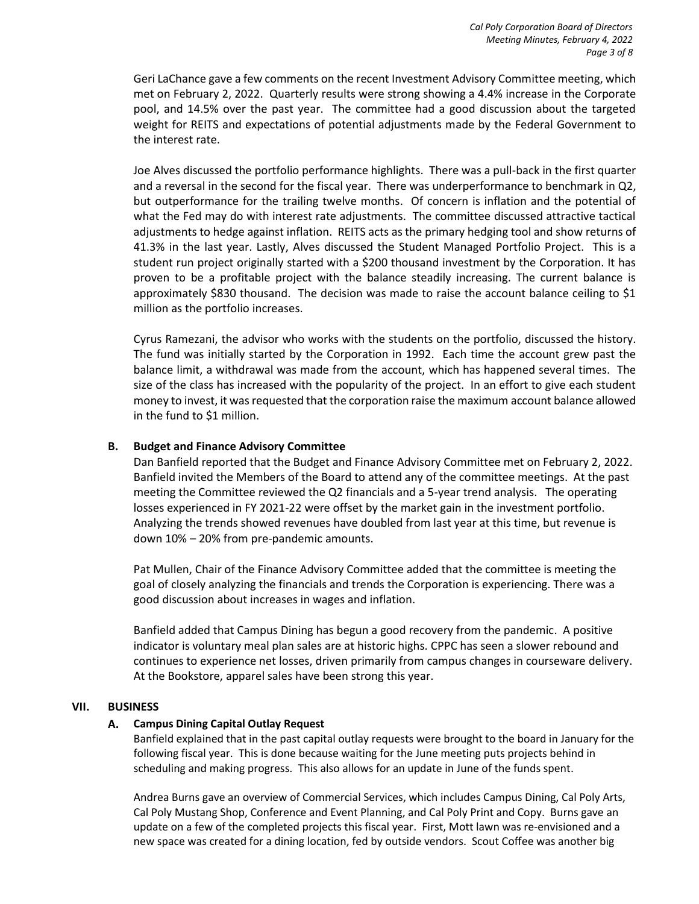Geri LaChance gave a few comments on the recent Investment Advisory Committee meeting, which met on February 2, 2022. Quarterly results were strong showing a 4.4% increase in the Corporate pool, and 14.5% over the past year. The committee had a good discussion about the targeted weight for REITS and expectations of potential adjustments made by the Federal Government to the interest rate.

Joe Alves discussed the portfolio performance highlights. There was a pull-back in the first quarter and a reversal in the second for the fiscal year. There was underperformance to benchmark in Q2, but outperformance for the trailing twelve months. Of concern is inflation and the potential of what the Fed may do with interest rate adjustments. The committee discussed attractive tactical adjustments to hedge against inflation. REITS acts as the primary hedging tool and show returns of 41.3% in the last year. Lastly, Alves discussed the Student Managed Portfolio Project. This is a student run project originally started with a $200 thousand investment by the Corporation. It has proven to be a profitable project with the balance steadily increasing. The current balance is approximately $830 thousand. The decision was made to raise the account balance ceiling to $1 million as the portfolio increases.

Cyrus Ramezani, the advisor who works with the students on the portfolio, discussed the history. The fund was initially started by the Corporation in 1992. Each time the account grew past the balance limit, a withdrawal was made from the account, which has happened several times. The size of the class has increased with the popularity of the project. In an effort to give each student money to invest, it was requested that the corporation raise the maximum account balance allowed in the fund to $1 million.

### B. Budget and Finance Advisory Committee

Dan Banfield reported that the Budget and Finance Advisory Committee met on February 2, 2022. Banfield invited the Members of the Board to attend any of the committee meetings. At the past meeting the Committee reviewed the Q2 financials and a 5-year trend analysis. The operating losses experienced in FY 2021-22 were offset by the market gain in the investment portfolio. Analyzing the trends showed revenues have doubled from last year at this time, but revenue is down 10% – 20% from pre-pandemic amounts.

Pat Mullen, Chair of the Finance Advisory Committee added that the committee is meeting the goal of closely analyzing the financials and trends the Corporation is experiencing. There was a good discussion about increases in wages and inflation.

Banfield added that Campus Dining has begun a good recovery from the pandemic. A positive indicator is voluntary meal plan sales are at historic highs. CPPC has seen a slower rebound and continues to experience net losses, driven primarily from campus changes in courseware delivery. At the Bookstore, apparel sales have been strong this year.

## VII. BUSINESS

### A. Campus Dining Capital Outlay Request

Banfield explained that in the past capital outlay requests were brought to the board in January for the following fiscal year. This is done because waiting for the June meeting puts projects behind in scheduling and making progress. This also allows for an update in June of the funds spent.

Andrea Burns gave an overview of Commercial Services, which includes Campus Dining, Cal Poly Arts, Cal Poly Mustang Shop, Conference and Event Planning, and Cal Poly Print and Copy. Burns gave an update on a few of the completed projects this fiscal year. First, Mott lawn was re-envisioned and a new space was created for a dining location, fed by outside vendors. Scout Coffee was another big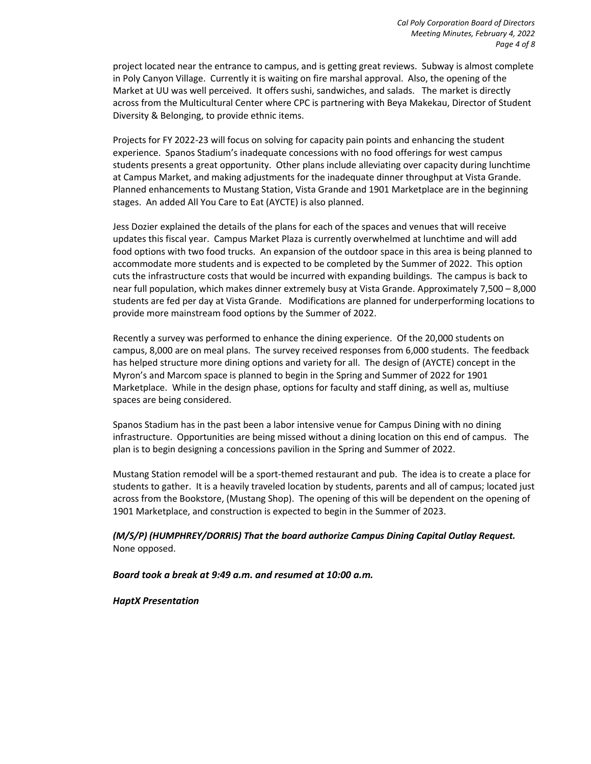project located near the entrance to campus, and is getting great reviews. Subway is almost complete in Poly Canyon Village. Currently it is waiting on fire marshal approval. Also, the opening of the Market at UU was well perceived. It offers sushi, sandwiches, and salads. The market is directly across from the Multicultural Center where CPC is partnering with Beya Makekau, Director of Student Diversity & Belonging, to provide ethnic items.

Projects for FY 2022-23 will focus on solving for capacity pain points and enhancing the student experience. Spanos Stadium's inadequate concessions with no food offerings for west campus students presents a great opportunity. Other plans include alleviating over capacity during lunchtime at Campus Market, and making adjustments for the inadequate dinner throughput at Vista Grande. Planned enhancements to Mustang Station, Vista Grande and 1901 Marketplace are in the beginning stages. An added All You Care to Eat (AYCTE) is also planned.

Jess Dozier explained the details of the plans for each of the spaces and venues that will receive updates this fiscal year. Campus Market Plaza is currently overwhelmed at lunchtime and will add food options with two food trucks. An expansion of the outdoor space in this area is being planned to accommodate more students and is expected to be completed by the Summer of 2022. This option cuts the infrastructure costs that would be incurred with expanding buildings. The campus is back to near full population, which makes dinner extremely busy at Vista Grande. Approximately 7,500 – 8,000 students are fed per day at Vista Grande. Modifications are planned for underperforming locations to provide more mainstream food options by the Summer of 2022.

Recently a survey was performed to enhance the dining experience. Of the 20,000 students on campus, 8,000 are on meal plans. The survey received responses from 6,000 students. The feedback has helped structure more dining options and variety for all. The design of (AYCTE) concept in the Myron's and Marcom space is planned to begin in the Spring and Summer of 2022 for 1901 Marketplace. While in the design phase, options for faculty and staff dining, as well as, multiuse spaces are being considered.

Spanos Stadium has in the past been a labor intensive venue for Campus Dining with no dining infrastructure. Opportunities are being missed without a dining location on this end of campus. The plan is to begin designing a concessions pavilion in the Spring and Summer of 2022.

Mustang Station remodel will be a sport-themed restaurant and pub. The idea is to create a place for students to gather. It is a heavily traveled location by students, parents and all of campus; located just across from the Bookstore, (Mustang Shop). The opening of this will be dependent on the opening of 1901 Marketplace, and construction is expected to begin in the Summer of 2023.

***(M/S/P) (HUMPHREY/DORRIS) That the board authorize Campus Dining Capital Outlay Request.***
None opposed.

***Board took a break at 9:49 a.m. and resumed at 10:00 a.m.***

***HaptX Presentation***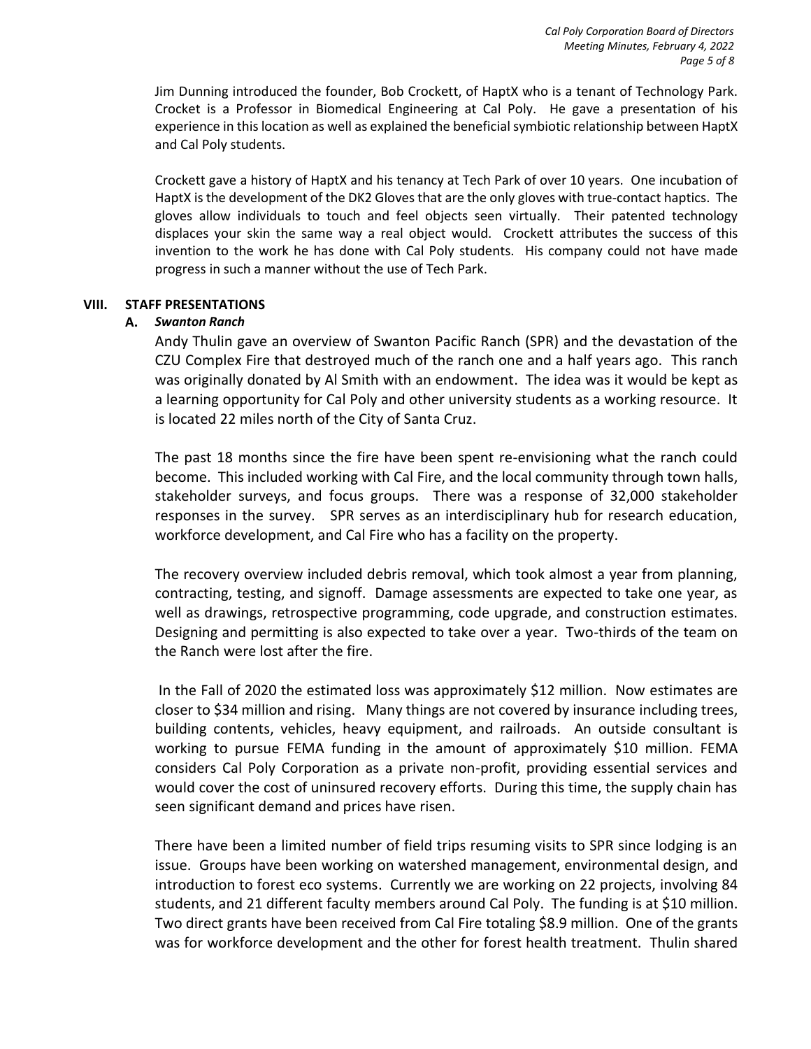Jim Dunning introduced the founder, Bob Crockett, of HaptX who is a tenant of Technology Park. Crocket is a Professor in Biomedical Engineering at Cal Poly. He gave a presentation of his experience in this location as well as explained the beneficial symbiotic relationship between HaptX and Cal Poly students.

Crockett gave a history of HaptX and his tenancy at Tech Park of over 10 years. One incubation of HaptX is the development of the DK2 Gloves that are the only gloves with true-contact haptics. The gloves allow individuals to touch and feel objects seen virtually. Their patented technology displaces your skin the same way a real object would. Crockett attributes the success of this invention to the work he has done with Cal Poly students. His company could not have made progress in such a manner without the use of Tech Park.

## VIII. STAFF PRESENTATIONS

### A. *Swanton Ranch*

Andy Thulin gave an overview of Swanton Pacific Ranch (SPR) and the devastation of the CZU Complex Fire that destroyed much of the ranch one and a half years ago. This ranch was originally donated by Al Smith with an endowment. The idea was it would be kept as a learning opportunity for Cal Poly and other university students as a working resource. It is located 22 miles north of the City of Santa Cruz.

The past 18 months since the fire have been spent re-envisioning what the ranch could become. This included working with Cal Fire, and the local community through town halls, stakeholder surveys, and focus groups. There was a response of 32,000 stakeholder responses in the survey. SPR serves as an interdisciplinary hub for research education, workforce development, and Cal Fire who has a facility on the property.

The recovery overview included debris removal, which took almost a year from planning, contracting, testing, and signoff. Damage assessments are expected to take one year, as well as drawings, retrospective programming, code upgrade, and construction estimates. Designing and permitting is also expected to take over a year. Two-thirds of the team on the Ranch were lost after the fire.

In the Fall of 2020 the estimated loss was approximately $12 million. Now estimates are closer to $34 million and rising. Many things are not covered by insurance including trees, building contents, vehicles, heavy equipment, and railroads. An outside consultant is working to pursue FEMA funding in the amount of approximately $10 million. FEMA considers Cal Poly Corporation as a private non-profit, providing essential services and would cover the cost of uninsured recovery efforts. During this time, the supply chain has seen significant demand and prices have risen.

There have been a limited number of field trips resuming visits to SPR since lodging is an issue. Groups have been working on watershed management, environmental design, and introduction to forest eco systems. Currently we are working on 22 projects, involving 84 students, and 21 different faculty members around Cal Poly. The funding is at $10 million. Two direct grants have been received from Cal Fire totaling $8.9 million. One of the grants was for workforce development and the other for forest health treatment. Thulin shared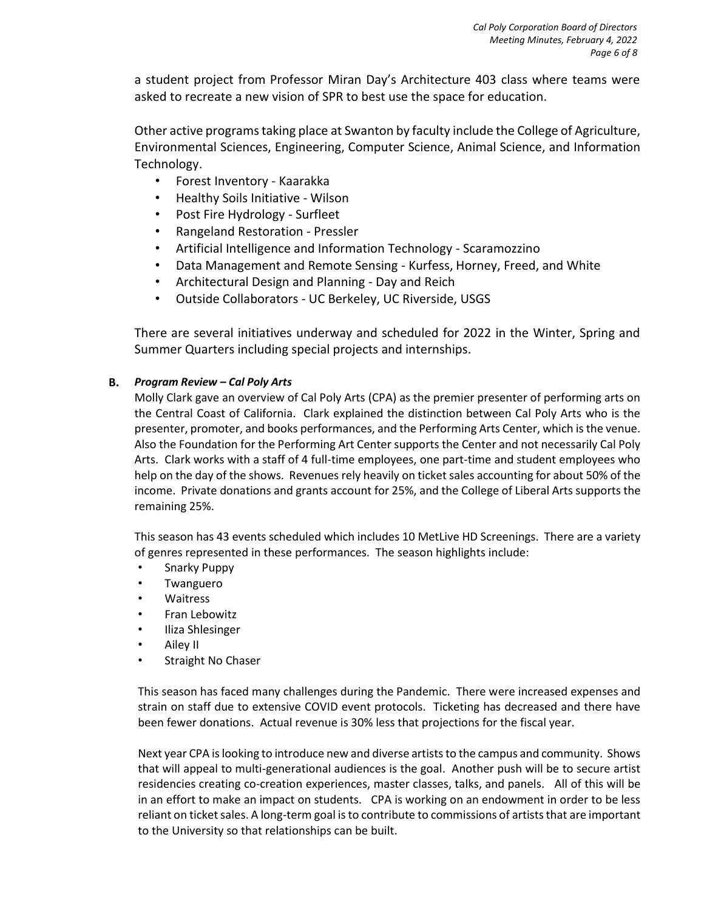a student project from Professor Miran Day's Architecture 403 class where teams were asked to recreate a new vision of SPR to best use the space for education.

Other active programs taking place at Swanton by faculty include the College of Agriculture, Environmental Sciences, Engineering, Computer Science, Animal Science, and Information Technology.

- Forest Inventory - Kaarakka
- Healthy Soils Initiative - Wilson
- Post Fire Hydrology - Surfleet
- Rangeland Restoration - Pressler
- Artificial Intelligence and Information Technology - Scaramozzino
- Data Management and Remote Sensing - Kurfess, Horney, Freed, and White
- Architectural Design and Planning - Day and Reich
- Outside Collaborators - UC Berkeley, UC Riverside, USGS

There are several initiatives underway and scheduled for 2022 in the Winter, Spring and Summer Quarters including special projects and internships.

**B.** ***Program Review – Cal Poly Arts***

Molly Clark gave an overview of Cal Poly Arts (CPA) as the premier presenter of performing arts on the Central Coast of California. Clark explained the distinction between Cal Poly Arts who is the presenter, promoter, and books performances, and the Performing Arts Center, which is the venue. Also the Foundation for the Performing Art Center supports the Center and not necessarily Cal Poly Arts. Clark works with a staff of 4 full-time employees, one part-time and student employees who help on the day of the shows. Revenues rely heavily on ticket sales accounting for about 50% of the income. Private donations and grants account for 25%, and the College of Liberal Arts supports the remaining 25%.

This season has 43 events scheduled which includes 10 MetLive HD Screenings. There are a variety of genres represented in these performances. The season highlights include:

- Snarky Puppy
- Twanguero
- Waitress
- Fran Lebowitz
- Iliza Shlesinger
- Ailey II
- Straight No Chaser

This season has faced many challenges during the Pandemic. There were increased expenses and strain on staff due to extensive COVID event protocols. Ticketing has decreased and there have been fewer donations. Actual revenue is 30% less that projections for the fiscal year.

Next year CPA is looking to introduce new and diverse artists to the campus and community. Shows that will appeal to multi-generational audiences is the goal. Another push will be to secure artist residencies creating co-creation experiences, master classes, talks, and panels. All of this will be in an effort to make an impact on students. CPA is working on an endowment in order to be less reliant on ticket sales. A long-term goal is to contribute to commissions of artists that are important to the University so that relationships can be built.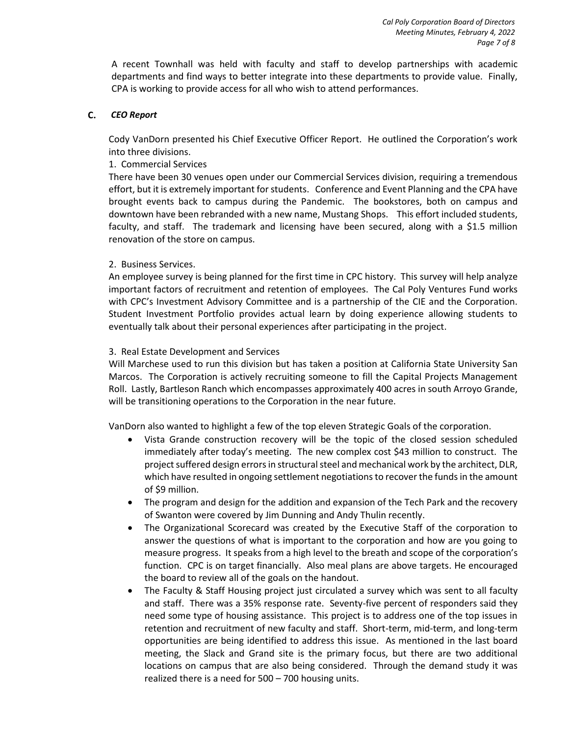A recent Townhall was held with faculty and staff to develop partnerships with academic departments and find ways to better integrate into these departments to provide value. Finally, CPA is working to provide access for all who wish to attend performances.

### C. *CEO Report*

Cody VanDorn presented his Chief Executive Officer Report. He outlined the Corporation's work into three divisions.

1. Commercial Services

There have been 30 venues open under our Commercial Services division, requiring a tremendous effort, but it is extremely important for students. Conference and Event Planning and the CPA have brought events back to campus during the Pandemic. The bookstores, both on campus and downtown have been rebranded with a new name, Mustang Shops. This effort included students, faculty, and staff. The trademark and licensing have been secured, along with a $1.5 million renovation of the store on campus.

2. Business Services.

An employee survey is being planned for the first time in CPC history. This survey will help analyze important factors of recruitment and retention of employees. The Cal Poly Ventures Fund works with CPC's Investment Advisory Committee and is a partnership of the CIE and the Corporation. Student Investment Portfolio provides actual learn by doing experience allowing students to eventually talk about their personal experiences after participating in the project.

3. Real Estate Development and Services

Will Marchese used to run this division but has taken a position at California State University San Marcos. The Corporation is actively recruiting someone to fill the Capital Projects Management Roll. Lastly, Bartleson Ranch which encompasses approximately 400 acres in south Arroyo Grande, will be transitioning operations to the Corporation in the near future.

VanDorn also wanted to highlight a few of the top eleven Strategic Goals of the corporation.

- Vista Grande construction recovery will be the topic of the closed session scheduled immediately after today's meeting. The new complex cost $43 million to construct. The project suffered design errors in structural steel and mechanical work by the architect, DLR, which have resulted in ongoing settlement negotiations to recover the funds in the amount of $9 million.
- The program and design for the addition and expansion of the Tech Park and the recovery of Swanton were covered by Jim Dunning and Andy Thulin recently.
- The Organizational Scorecard was created by the Executive Staff of the corporation to answer the questions of what is important to the corporation and how are you going to measure progress. It speaks from a high level to the breath and scope of the corporation's function. CPC is on target financially. Also meal plans are above targets. He encouraged the board to review all of the goals on the handout.
- The Faculty & Staff Housing project just circulated a survey which was sent to all faculty and staff. There was a 35% response rate. Seventy-five percent of responders said they need some type of housing assistance. This project is to address one of the top issues in retention and recruitment of new faculty and staff. Short-term, mid-term, and long-term opportunities are being identified to address this issue. As mentioned in the last board meeting, the Slack and Grand site is the primary focus, but there are two additional locations on campus that are also being considered. Through the demand study it was realized there is a need for 500 – 700 housing units.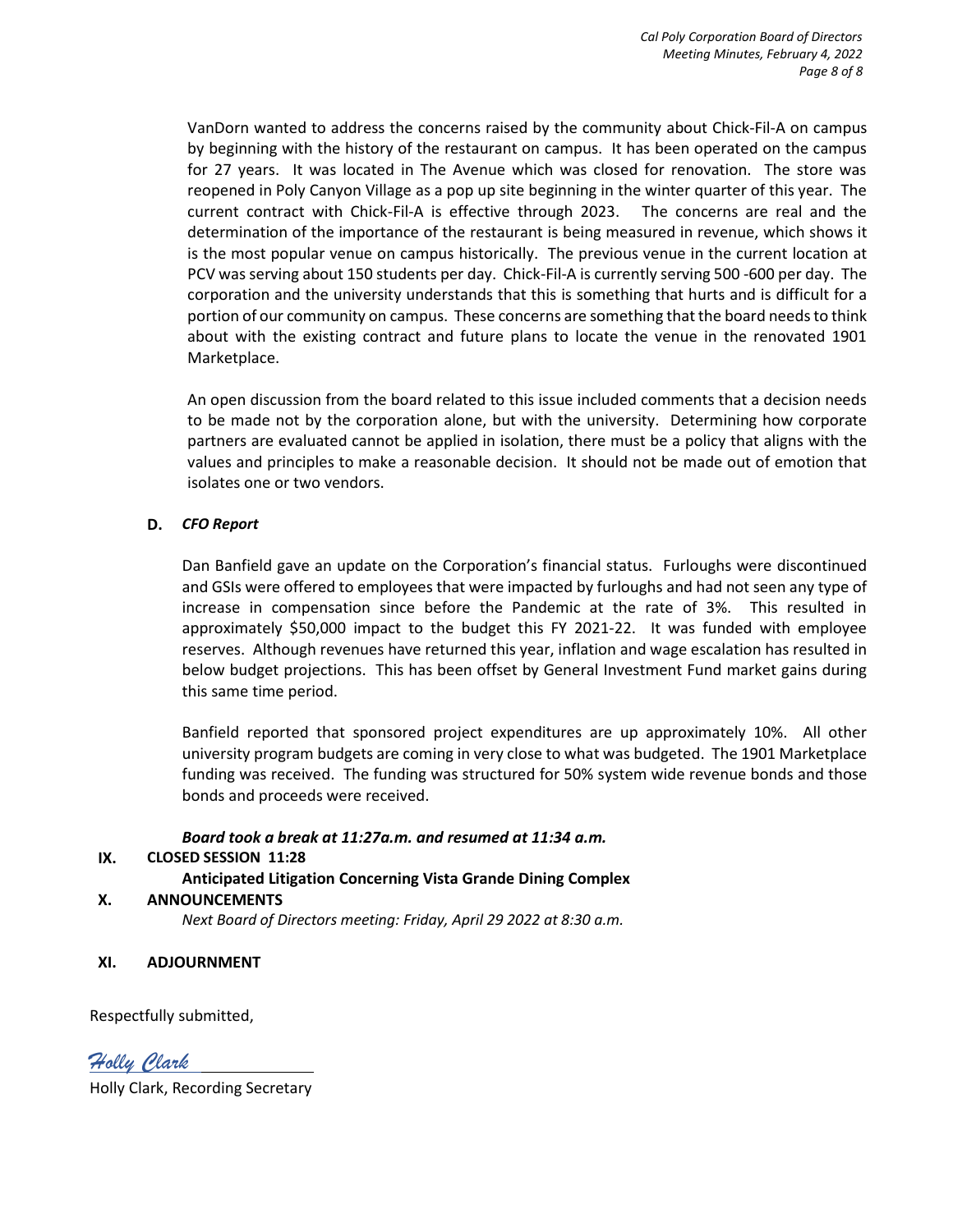VanDorn wanted to address the concerns raised by the community about Chick-Fil-A on campus by beginning with the history of the restaurant on campus. It has been operated on the campus for 27 years. It was located in The Avenue which was closed for renovation. The store was reopened in Poly Canyon Village as a pop up site beginning in the winter quarter of this year. The current contract with Chick-Fil-A is effective through 2023. The concerns are real and the determination of the importance of the restaurant is being measured in revenue, which shows it is the most popular venue on campus historically. The previous venue in the current location at PCV was serving about 150 students per day. Chick-Fil-A is currently serving 500 -600 per day. The corporation and the university understands that this is something that hurts and is difficult for a portion of our community on campus. These concerns are something that the board needs to think about with the existing contract and future plans to locate the venue in the renovated 1901 Marketplace.

An open discussion from the board related to this issue included comments that a decision needs to be made not by the corporation alone, but with the university. Determining how corporate partners are evaluated cannot be applied in isolation, there must be a policy that aligns with the values and principles to make a reasonable decision. It should not be made out of emotion that isolates one or two vendors.

**D.** ***CFO Report***

Dan Banfield gave an update on the Corporation's financial status. Furloughs were discontinued and GSIs were offered to employees that were impacted by furloughs and had not seen any type of increase in compensation since before the Pandemic at the rate of 3%. This resulted in approximately $50,000 impact to the budget this FY 2021-22. It was funded with employee reserves. Although revenues have returned this year, inflation and wage escalation has resulted in below budget projections. This has been offset by General Investment Fund market gains during this same time period.

Banfield reported that sponsored project expenditures are up approximately 10%. All other university program budgets are coming in very close to what was budgeted. The 1901 Marketplace funding was received. The funding was structured for 50% system wide revenue bonds and those bonds and proceeds were received.

***Board took a break at 11:27a.m. and resumed at 11:34 a.m.***

**IX. CLOSED SESSION 11:28**

**Anticipated Litigation Concerning Vista Grande Dining Complex**

**X. ANNOUNCEMENTS**

*Next Board of Directors meeting: Friday, April 29 2022 at 8:30 a.m.*

**XI. ADJOURNMENT**

Respectfully submitted,

*Holly Clark*

Holly Clark, Recording Secretary